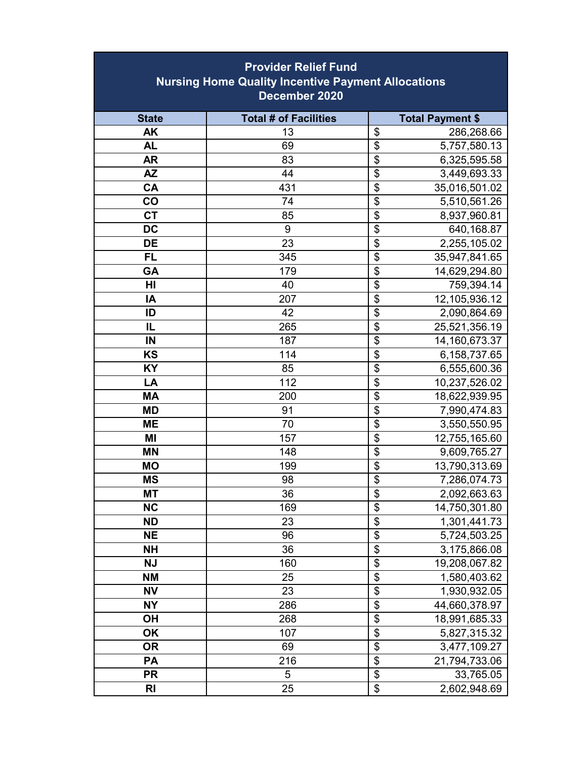| Provider Relief Fund<br>Nursing Home Quality Incentive Payment Allocations<br>December 2020 | | |
|---|---|---|
| **State** | **Total # of Facilities** | **Total Payment $** |
| AK | 13 | $ 286,268.66 |
| AL | 69 | $ 5,757,580.13 |
| AR | 83 | $ 6,325,595.58 |
| AZ | 44 | $ 3,449,693.33 |
| CA | 431 | $ 35,016,501.02 |
| CO | 74 | $ 5,510,561.26 |
| CT | 85 | $ 8,937,960.81 |
| DC | 9 | $ 640,168.87 |
| DE | 23 | $ 2,255,105.02 |
| FL | 345 | $ 35,947,841.65 |
| GA | 179 | $ 14,629,294.80 |
| HI | 40 | $ 759,394.14 |
| IA | 207 | $ 12,105,936.12 |
| ID | 42 | $ 2,090,864.69 |
| IL | 265 | $ 25,521,356.19 |
| IN | 187 | $ 14,160,673.37 |
| KS | 114 | $ 6,158,737.65 |
| KY | 85 | $ 6,555,600.36 |
| LA | 112 | $ 10,237,526.02 |
| MA | 200 | $ 18,622,939.95 |
| MD | 91 | $ 7,990,474.83 |
| ME | 70 | $ 3,550,550.95 |
| MI | 157 | $ 12,755,165.60 |
| MN | 148 | $ 9,609,765.27 |
| MO | 199 | $ 13,790,313.69 |
| MS | 98 | $ 7,286,074.73 |
| MT | 36 | $ 2,092,663.63 |
| NC | 169 | $ 14,750,301.80 |
| ND | 23 | $ 1,301,441.73 |
| NE | 96 | $ 5,724,503.25 |
| NH | 36 | $ 3,175,866.08 |
| NJ | 160 | $ 19,208,067.82 |
| NM | 25 | $ 1,580,403.62 |
| NV | 23 | $ 1,930,932.05 |
| NY | 286 | $ 44,660,378.97 |
| OH | 268 | $ 18,991,685.33 |
| OK | 107 | $ 5,827,315.32 |
| OR | 69 | $ 3,477,109.27 |
| PA | 216 | $ 21,794,733.06 |
| PR | 5 | $ 33,765.05 |
| RI | 25 | $ 2,602,948.69 |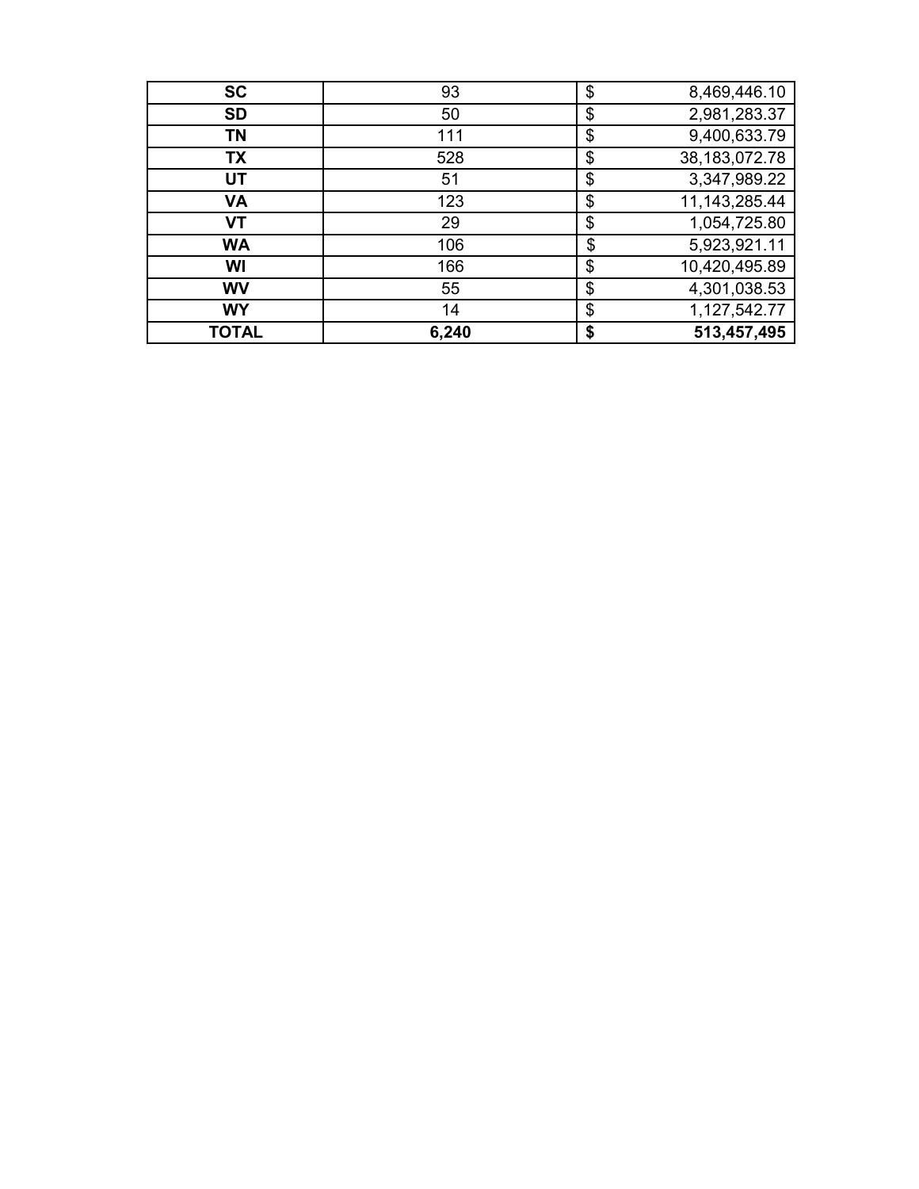| | | | |
|---|---|---|---|
| **SC** | 93 | $ | 8,469,446.10 |
| **SD** | 50 | $ | 2,981,283.37 |
| **TN** | 111 | $ | 9,400,633.79 |
| **TX** | 528 | $ | 38,183,072.78 |
| **UT** | 51 | $ | 3,347,989.22 |
| **VA** | 123 | $ | 11,143,285.44 |
| **VT** | 29 | $ | 1,054,725.80 |
| **WA** | 106 | $ | 5,923,921.11 |
| **WI** | 166 | $ | 10,420,495.89 |
| **WV** | 55 | $ | 4,301,038.53 |
| **WY** | 14 | $ | 1,127,542.77 |
| **TOTAL** | **6,240** | **$** | **513,457,495** |